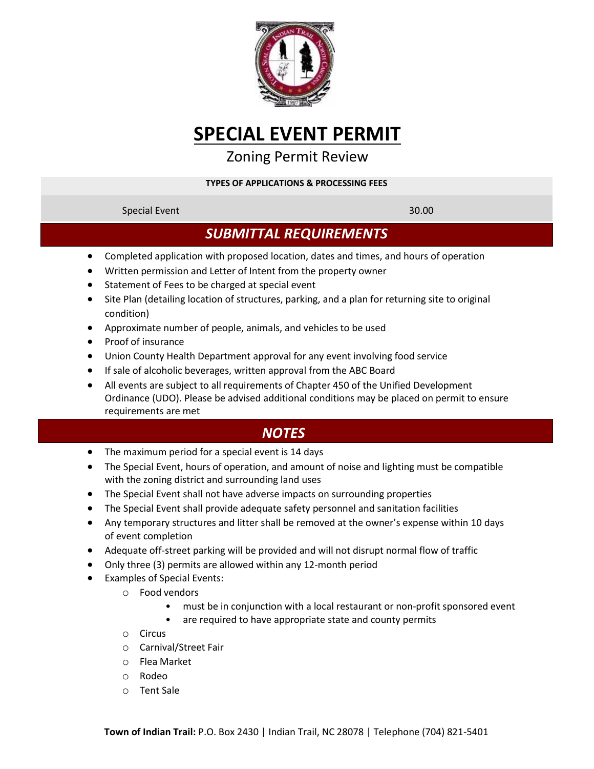# SPECIAL EVENT PERMIT

## Zoning Permit Review

| TYPES OF APPLICATIONS & PROCESSING FEES | |
|---|---|
| Special Event | 30.00 |

## *SUBMITTAL REQUIREMENTS*

- Completed application with proposed location, dates and times, and hours of operation
- Written permission and Letter of Intent from the property owner
- Statement of Fees to be charged at special event
- Site Plan (detailing location of structures, parking, and a plan for returning site to original condition)
- Approximate number of people, animals, and vehicles to be used
- Proof of insurance
- Union County Health Department approval for any event involving food service
- If sale of alcoholic beverages, written approval from the ABC Board
- All events are subject to all requirements of Chapter 450 of the Unified Development Ordinance (UDO). Please be advised additional conditions may be placed on permit to ensure requirements are met

## *NOTES*

- The maximum period for a special event is 14 days
- The Special Event, hours of operation, and amount of noise and lighting must be compatible with the zoning district and surrounding land uses
- The Special Event shall not have adverse impacts on surrounding properties
- The Special Event shall provide adequate safety personnel and sanitation facilities
- Any temporary structures and litter shall be removed at the owner's expense within 10 days of event completion
- Adequate off-street parking will be provided and will not disrupt normal flow of traffic
- Only three (3) permits are allowed within any 12-month period
- Examples of Special Events:
  - Food vendors
    - must be in conjunction with a local restaurant or non-profit sponsored event
    - are required to have appropriate state and county permits
  - Circus
  - Carnival/Street Fair
  - Flea Market
  - Rodeo
  - Tent Sale

**Town of Indian Trail:** P.O. Box 2430 | Indian Trail, NC 28078 | Telephone (704) 821-5401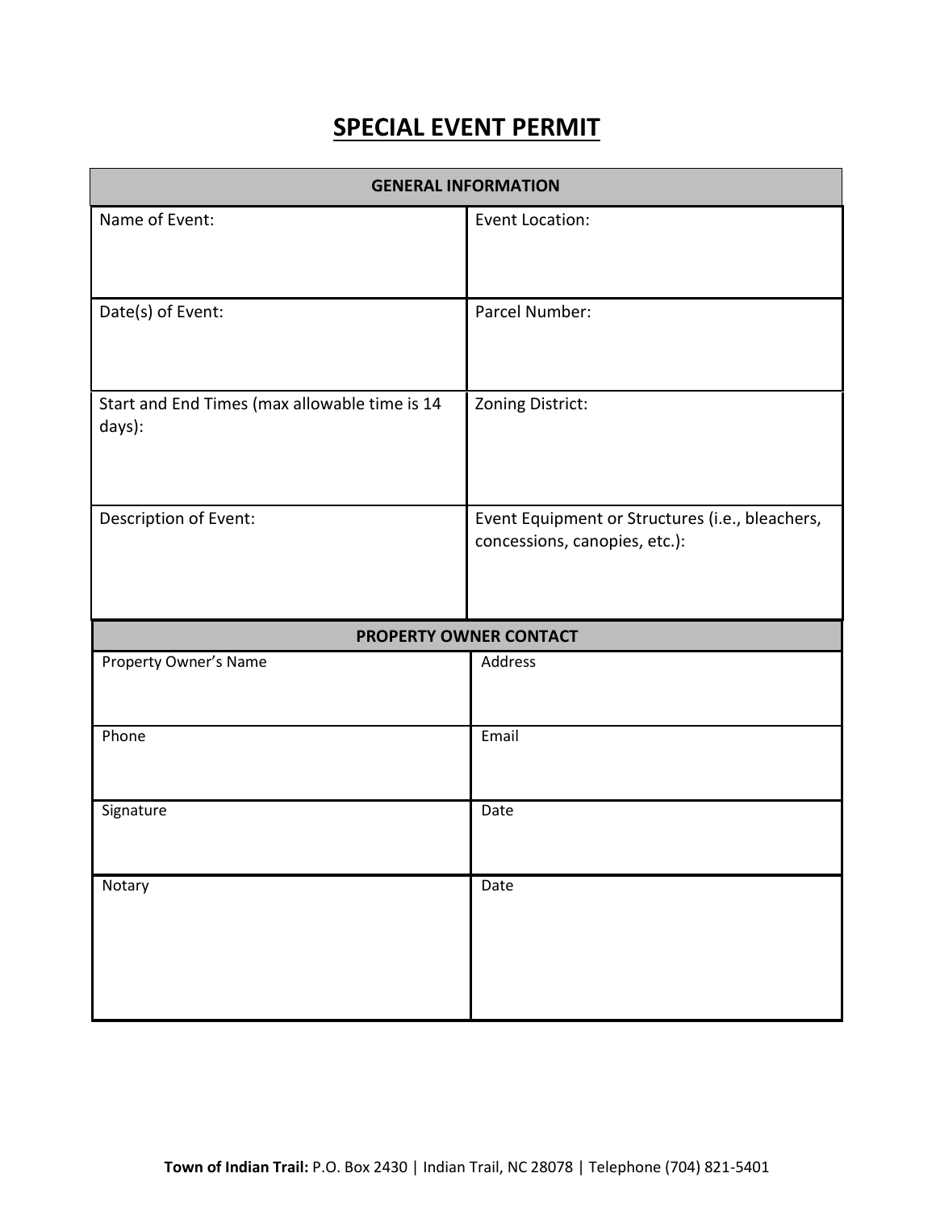# SPECIAL EVENT PERMIT

| GENERAL INFORMATION | |
|---|---|
| Name of Event: | Event Location: |
| Date(s) of Event: | Parcel Number: |
| Start and End Times (max allowable time is 14 days): | Zoning District: |
| Description of Event: | Event Equipment or Structures (i.e., bleachers, concessions, canopies, etc.): |

| PROPERTY OWNER CONTACT | |
|---|---|
| Property Owner's Name | Address |
| Phone | Email |
| Signature | Date |
| Notary | Date |

**Town of Indian Trail:** P.O. Box 2430 | Indian Trail, NC 28078 | Telephone (704) 821-5401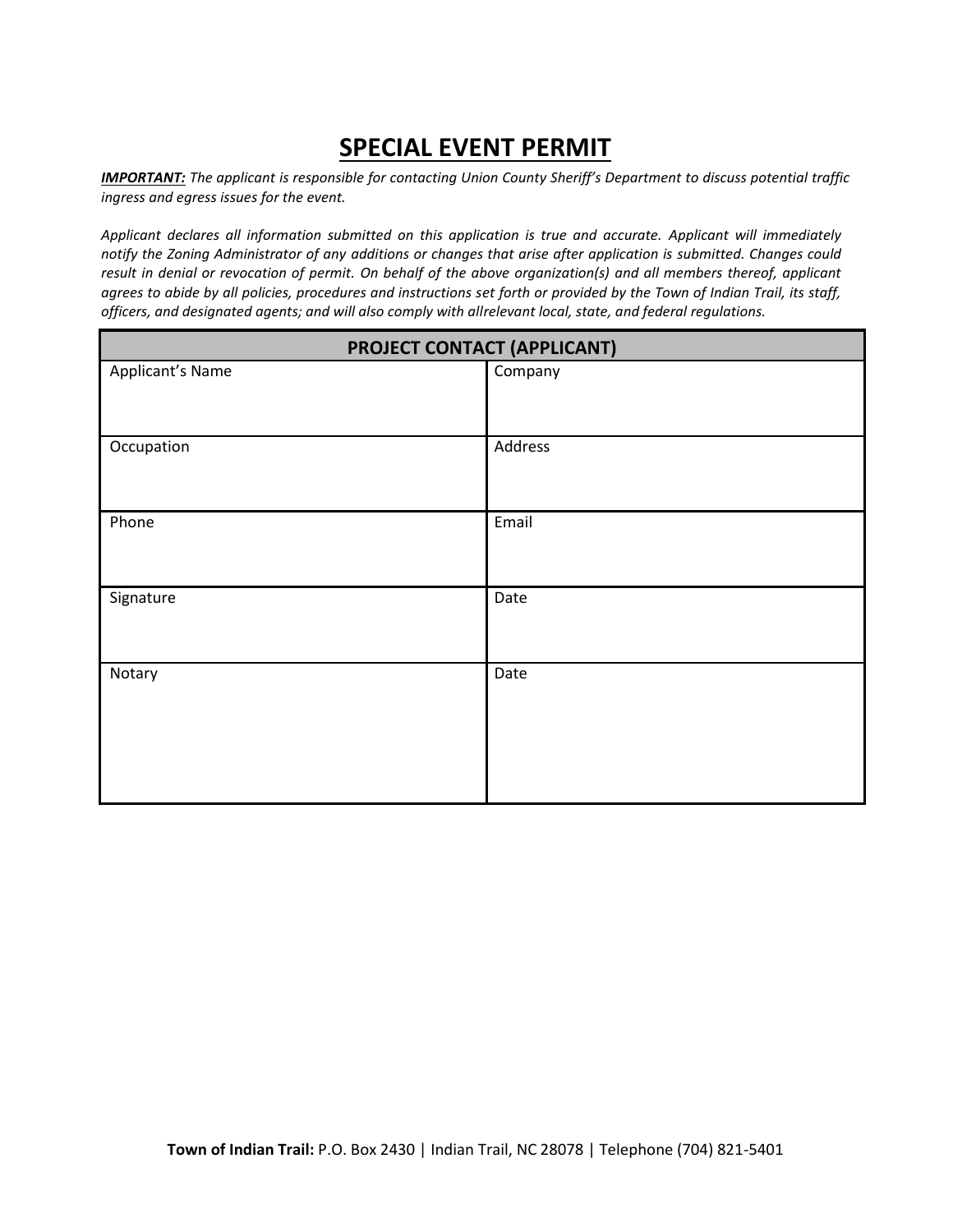# SPECIAL EVENT PERMIT

***IMPORTANT:*** *The applicant is responsible for contacting Union County Sheriff's Department to discuss potential traffic ingress and egress issues for the event.*

*Applicant declares all information submitted on this application is true and accurate. Applicant will immediately notify the Zoning Administrator of any additions or changes that arise after application is submitted. Changes could result in denial or revocation of permit. On behalf of the above organization(s) and all members thereof, applicant agrees to abide by all policies, procedures and instructions set forth or provided by the Town of Indian Trail, its staff, officers, and designated agents; and will also comply with allrelevant local, state, and federal regulations.*

| PROJECT CONTACT (APPLICANT) | |
|---|---|
| Applicant's Name | Company |
| Occupation | Address |
| Phone | Email |
| Signature | Date |
| Notary | Date |

**Town of Indian Trail:** P.O. Box 2430 | Indian Trail, NC 28078 | Telephone (704) 821-5401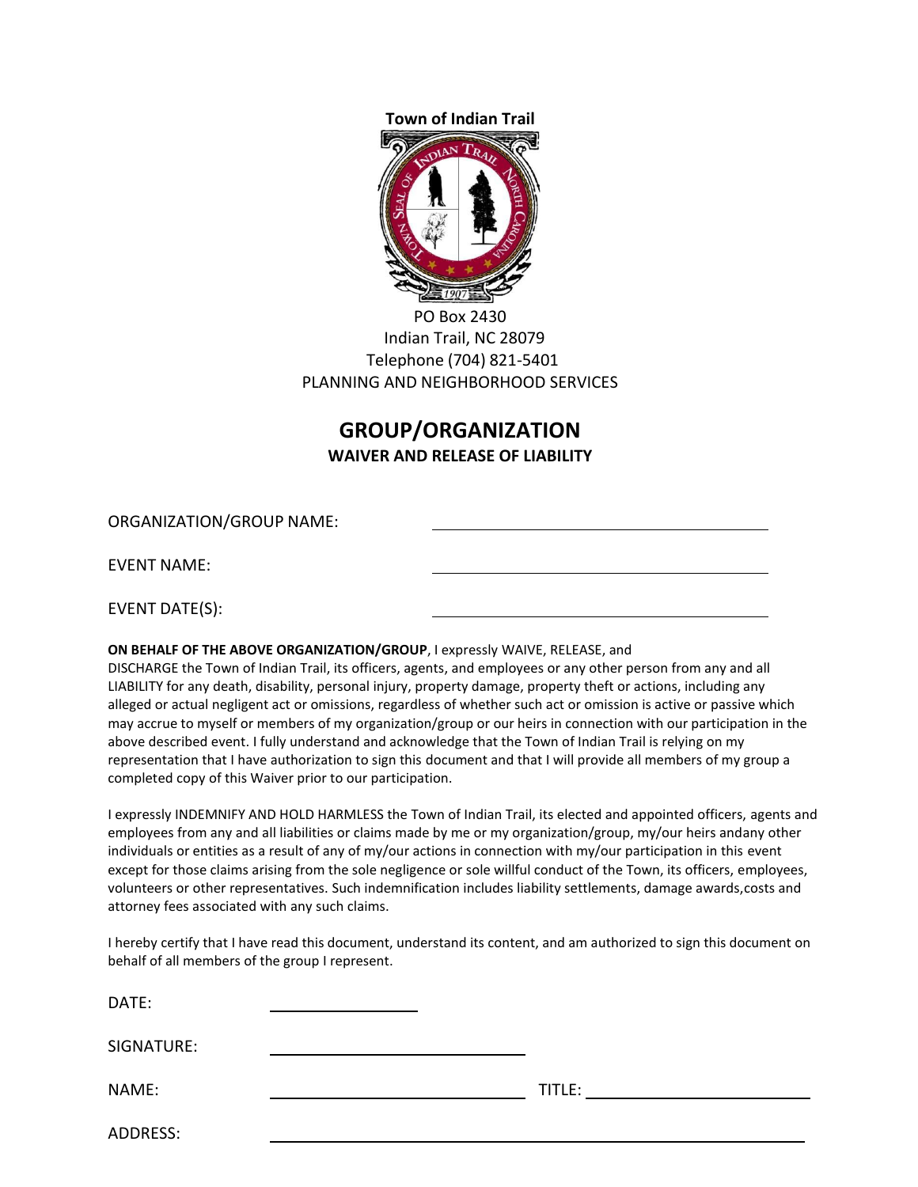**Town of Indian Trail**

PO Box 2430
Indian Trail, NC 28079
Telephone (704) 821-5401
PLANNING AND NEIGHBORHOOD SERVICES

# GROUP/ORGANIZATION

## WAIVER AND RELEASE OF LIABILITY

ORGANIZATION/GROUP NAME: ______________________________

EVENT NAME: ______________________________

EVENT DATE(S): ______________________________

**ON BEHALF OF THE ABOVE ORGANIZATION/GROUP**, I expressly WAIVE, RELEASE, and DISCHARGE the Town of Indian Trail, its officers, agents, and employees or any other person from any and all LIABILITY for any death, disability, personal injury, property damage, property theft or actions, including any alleged or actual negligent act or omissions, regardless of whether such act or omission is active or passive which may accrue to myself or members of my organization/group or our heirs in connection with our participation in the above described event. I fully understand and acknowledge that the Town of Indian Trail is relying on my representation that I have authorization to sign this document and that I will provide all members of my group a completed copy of this Waiver prior to our participation.

I expressly INDEMNIFY AND HOLD HARMLESS the Town of Indian Trail, its elected and appointed officers, agents and employees from any and all liabilities or claims made by me or my organization/group, my/our heirs andany other individuals or entities as a result of any of my/our actions in connection with my/our participation in this event except for those claims arising from the sole negligence or sole willful conduct of the Town, its officers, employees, volunteers or other representatives. Such indemnification includes liability settlements, damage awards,costs and attorney fees associated with any such claims.

I hereby certify that I have read this document, understand its content, and am authorized to sign this document on behalf of all members of the group I represent.

DATE: ______________

SIGNATURE: ______________________

NAME: ______________________ TITLE: ______________________

ADDRESS: ______________________________________________